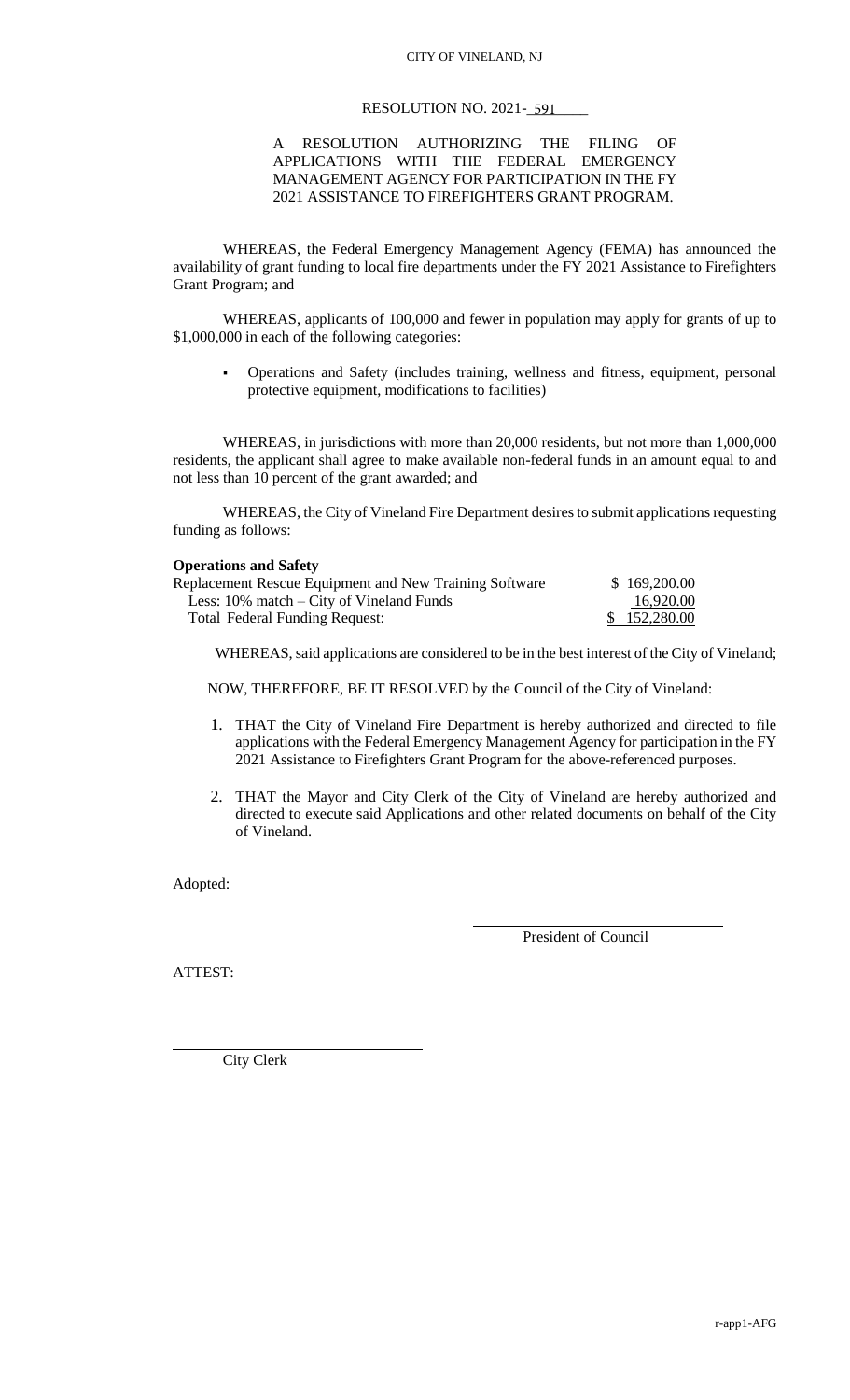CITY OF VINELAND, NJ

RESOLUTION NO. 2021-591

A RESOLUTION AUTHORIZING THE FILING OF APPLICATIONS WITH THE FEDERAL EMERGENCY MANAGEMENT AGENCY FOR PARTICIPATION IN THE FY 2021 ASSISTANCE TO FIREFIGHTERS GRANT PROGRAM.

WHEREAS, the Federal Emergency Management Agency (FEMA) has announced the availability of grant funding to local fire departments under the FY 2021 Assistance to Firefighters Grant Program; and

WHEREAS, applicants of 100,000 and fewer in population may apply for grants of up to $1,000,000 in each of the following categories:

- Operations and Safety (includes training, wellness and fitness, equipment, personal protective equipment, modifications to facilities)

WHEREAS, in jurisdictions with more than 20,000 residents, but not more than 1,000,000 residents, the applicant shall agree to make available non-federal funds in an amount equal to and not less than 10 percent of the grant awarded; and

WHEREAS, the City of Vineland Fire Department desires to submit applications requesting funding as follows:

**Operations and Safety**

| | |
|---|---|
| Replacement Rescue Equipment and New Training Software | $ 169,200.00 |
| Less: 10% match – City of Vineland Funds | 16,920.00 |
| Total Federal Funding Request: | $ 152,280.00 |

WHEREAS, said applications are considered to be in the best interest of the City of Vineland;

NOW, THEREFORE, BE IT RESOLVED by the Council of the City of Vineland:

1. THAT the City of Vineland Fire Department is hereby authorized and directed to file applications with the Federal Emergency Management Agency for participation in the FY 2021 Assistance to Firefighters Grant Program for the above-referenced purposes.
2. THAT the Mayor and City Clerk of the City of Vineland are hereby authorized and directed to execute said Applications and other related documents on behalf of the City of Vineland.

Adopted:

President of Council

ATTEST:

City Clerk

r-app1-AFG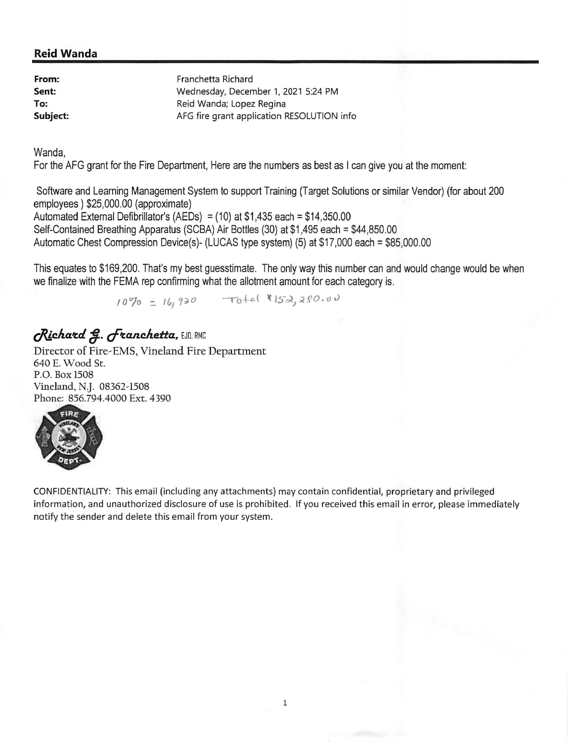**Reid Wanda**

| | |
|---|---|
| **From:** | Franchetta Richard |
| **Sent:** | Wednesday, December 1, 2021 5:24 PM |
| **To:** | Reid Wanda; Lopez Regina |
| **Subject:** | AFG fire grant application RESOLUTION info |

Wanda,

For the AFG grant for the Fire Department, Here are the numbers as best as I can give you at the moment:

Software and Learning Management System to support Training (Target Solutions or similar Vendor) (for about 200 employees ) $25,000.00 (approximate)
Automated External Defibrillator's (AEDs) = (10) at $1,435 each = $14,350.00
Self-Contained Breathing Apparatus (SCBA) Air Bottles (30) at $1,495 each = $44,850.00
Automatic Chest Compression Device(s)- (LUCAS type system) (5) at $17,000 each = $85,000.00

This equates to $169,200. That's my best guesstimate. The only way this number can and would change would be when we finalize with the FEMA rep confirming what the allotment amount for each category is.

10% = 16,920     Total $152,280.00

***Richard G. Franchetta,*** EJD, RMC
Director of Fire-EMS, Vineland Fire Department
640 E. Wood St.
P.O. Box 1508
Vineland, N.J. 08362-1508
Phone: 856.794.4000 Ext. 4390

CONFIDENTIALITY: This email (including any attachments) may contain confidential, proprietary and privileged information, and unauthorized disclosure of use is prohibited. If you received this email in error, please immediately notify the sender and delete this email from your system.